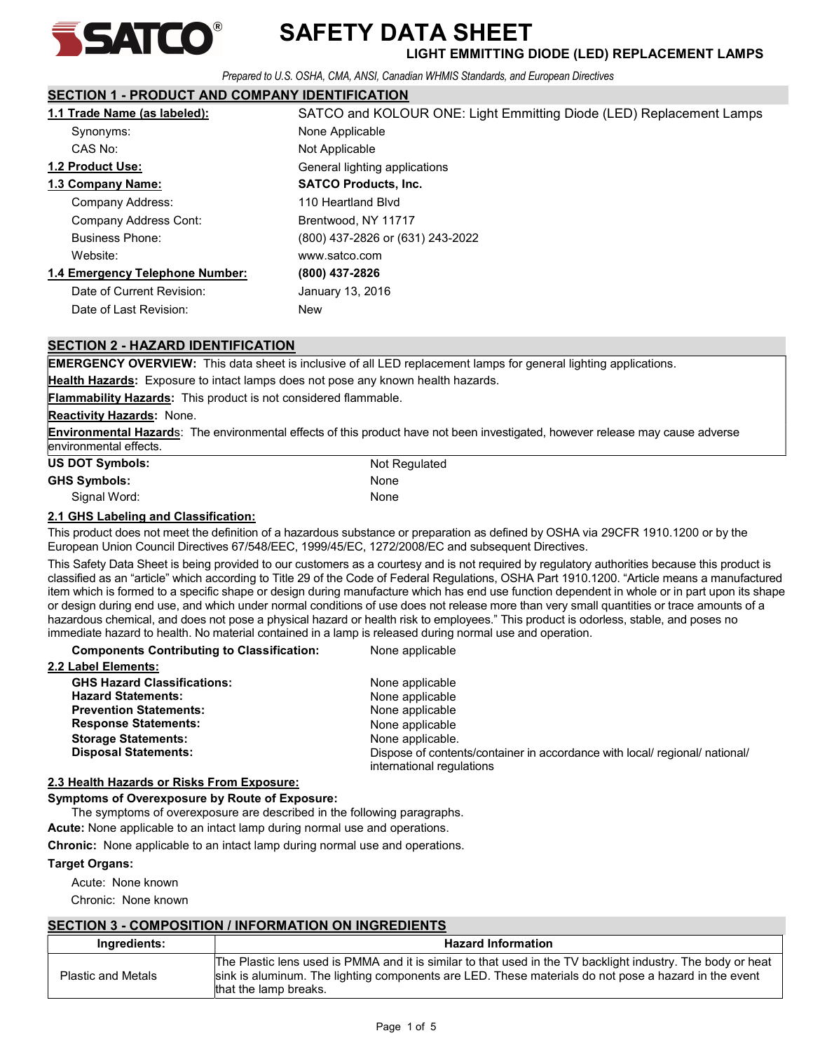# SAFETY DATA SHEET

**LIGHT EMMITTING DIODE (LED) REPLACEMENT LAMPS**

*Prepared to U.S. OSHA, CMA, ANSI, Canadian WHMIS Standards, and European Directives*

## SECTION 1 - PRODUCT AND COMPANY IDENTIFICATION

**1.1 Trade Name (as labeled):** SATCO and KOLOUR ONE: Light Emmitting Diode (LED) Replacement Lamps

Synonyms: None Applicable

CAS No: Not Applicable

**1.2 Product Use:** General lighting applications

**1.3 Company Name:** **SATCO Products, Inc.**

Company Address: 110 Heartland Blvd

Company Address Cont: Brentwood, NY 11717

Business Phone: (800) 437-2826 or (631) 243-2022

Website: www.satco.com

**1.4 Emergency Telephone Number:** **(800) 437-2826**

Date of Current Revision: January 13, 2016

Date of Last Revision: New

## SECTION 2 - HAZARD IDENTIFICATION

**EMERGENCY OVERVIEW:** This data sheet is inclusive of all LED replacement lamps for general lighting applications.

**Health Hazards:** Exposure to intact lamps does not pose any known health hazards.

**Flammability Hazards:** This product is not considered flammable.

**Reactivity Hazards:** None.

**Environmental Hazards:** The environmental effects of this product have not been investigated, however release may cause adverse environmental effects.

**US DOT Symbols:** Not Regulated

**GHS Symbols:** None

Signal Word: None

**2.1 GHS Labeling and Classification:**

This product does not meet the definition of a hazardous substance or preparation as defined by OSHA via 29CFR 1910.1200 or by the European Union Council Directives 67/548/EEC, 1999/45/EC, 1272/2008/EC and subsequent Directives.

This Safety Data Sheet is being provided to our customers as a courtesy and is not required by regulatory authorities because this product is classified as an "article" which according to Title 29 of the Code of Federal Regulations, OSHA Part 1910.1200. "Article means a manufactured item which is formed to a specific shape or design during manufacture which has end use function dependent in whole or in part upon its shape or design during end use, and which under normal conditions of use does not release more than very small quantities or trace amounts of a hazardous chemical, and does not pose a physical hazard or health risk to employees." This product is odorless, stable, and poses no immediate hazard to health. No material contained in a lamp is released during normal use and operation.

**Components Contributing to Classification:** None applicable

**2.2 Label Elements:**

**GHS Hazard Classifications:** None applicable

**Hazard Statements:** None applicable

**Prevention Statements:** None applicable

**Response Statements:** None applicable

**Storage Statements:** None applicable.

**Disposal Statements:** Dispose of contents/container in accordance with local/ regional/ national/ international regulations

**2.3 Health Hazards or Risks From Exposure:**

**Symptoms of Overexposure by Route of Exposure:**

The symptoms of overexposure are described in the following paragraphs.

**Acute:** None applicable to an intact lamp during normal use and operations.

**Chronic:** None applicable to an intact lamp during normal use and operations.

**Target Organs:**

Acute: None known

Chronic: None known

## SECTION 3 - COMPOSITION / INFORMATION ON INGREDIENTS

| Ingredients: | Hazard Information |
|---|---|
| Plastic and Metals | The Plastic lens used is PMMA and it is similar to that used in the TV backlight industry. The body or heat sink is aluminum. The lighting components are LED. These materials do not pose a hazard in the event that the lamp breaks. |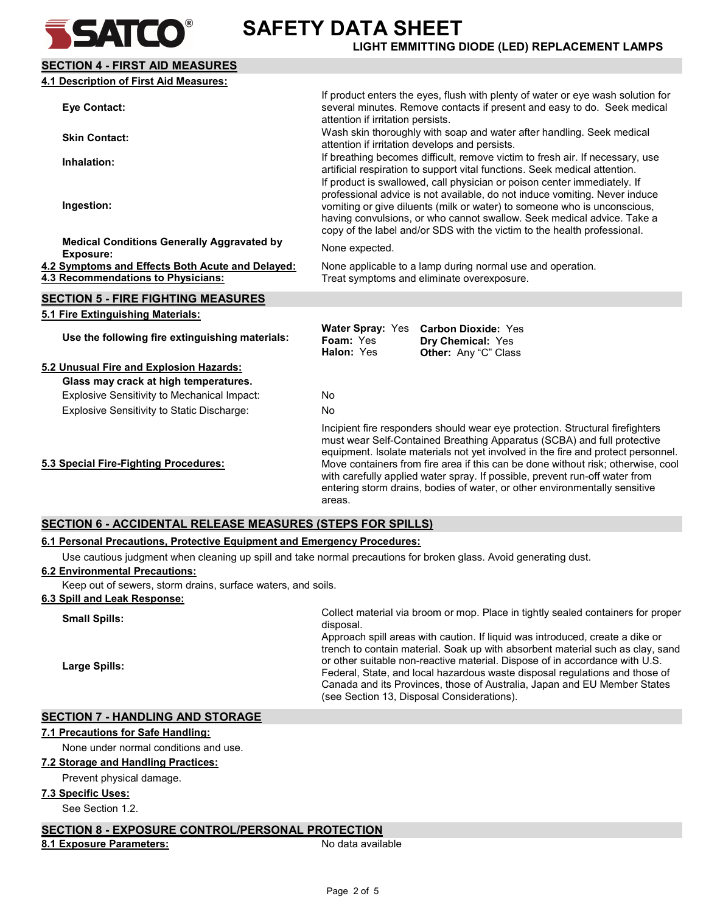# SAFETY DATA SHEET

**LIGHT EMMITTING DIODE (LED) REPLACEMENT LAMPS**

## SECTION 4 - FIRST AID MEASURES

### 4.1 Description of First Aid Measures:

| | |
|---|---|
| **Eye Contact:** | If product enters the eyes, flush with plenty of water or eye wash solution for several minutes. Remove contacts if present and easy to do. Seek medical attention if irritation persists. |
| **Skin Contact:** | Wash skin thoroughly with soap and water after handling. Seek medical attention if irritation develops and persists. |
| **Inhalation:** | If breathing becomes difficult, remove victim to fresh air. If necessary, use artificial respiration to support vital functions. Seek medical attention. |
| **Ingestion:** | If product is swallowed, call physician or poison center immediately. If professional advice is not available, do not induce vomiting. Never induce vomiting or give diluents (milk or water) to someone who is unconscious, having convulsions, or who cannot swallow. Seek medical advice. Take a copy of the label and/or SDS with the victim to the health professional. |
| **Medical Conditions Generally Aggravated by Exposure:** | None expected. |

**4.2 Symptoms and Effects Both Acute and Delayed:** None applicable to a lamp during normal use and operation.

**4.3 Recommendations to Physicians:** Treat symptoms and eliminate overexposure.

## SECTION 5 - FIRE FIGHTING MEASURES

### 5.1 Fire Extinguishing Materials:

**Use the following fire extinguishing materials:**

| | |
|---|---|
| **Water Spray:** Yes | **Carbon Dioxide:** Yes |
| **Foam:** Yes | **Dry Chemical:** Yes |
| **Halon:** Yes | **Other:** Any "C" Class |

### 5.2 Unusual Fire and Explosion Hazards:

**Glass may crack at high temperatures.**

| | |
|---|---|
| Explosive Sensitivity to Mechanical Impact: | No |
| Explosive Sensitivity to Static Discharge: | No |

**5.3 Special Fire-Fighting Procedures:** Incipient fire responders should wear eye protection. Structural firefighters must wear Self-Contained Breathing Apparatus (SCBA) and full protective equipment. Isolate materials not yet involved in the fire and protect personnel. Move containers from fire area if this can be done without risk; otherwise, cool with carefully applied water spray. If possible, prevent run-off water from entering storm drains, bodies of water, or other environmentally sensitive areas.

## SECTION 6 - ACCIDENTAL RELEASE MEASURES (STEPS FOR SPILLS)

### 6.1 Personal Precautions, Protective Equipment and Emergency Procedures:

Use cautious judgment when cleaning up spill and take normal precautions for broken glass. Avoid generating dust.

### 6.2 Environmental Precautions:

Keep out of sewers, storm drains, surface waters, and soils.

### 6.3 Spill and Leak Response:

| | |
|---|---|
| **Small Spills:** | Collect material via broom or mop. Place in tightly sealed containers for proper disposal. |
| **Large Spills:** | Approach spill areas with caution. If liquid was introduced, create a dike or trench to contain material. Soak up with absorbent material such as clay, sand or other suitable non-reactive material. Dispose of in accordance with U.S. Federal, State, and local hazardous waste disposal regulations and those of Canada and its Provinces, those of Australia, Japan and EU Member States (see Section 13, Disposal Considerations). |

## SECTION 7 - HANDLING AND STORAGE

### 7.1 Precautions for Safe Handling:

None under normal conditions and use.

### 7.2 Storage and Handling Practices:

Prevent physical damage.

### 7.3 Specific Uses:

See Section 1.2.

## SECTION 8 - EXPOSURE CONTROL/PERSONAL PROTECTION

**8.1 Exposure Parameters:** No data available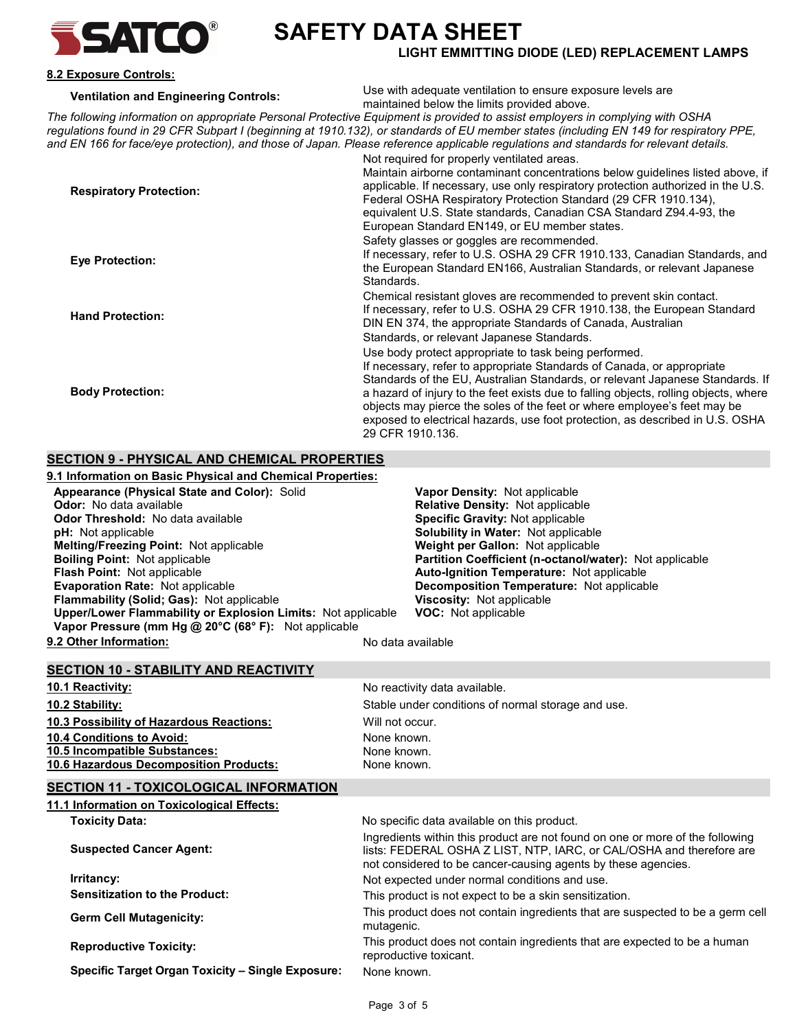**8.2 Exposure Controls:**

| | |
|---|---|
| **Ventilation and Engineering Controls:** | Use with adequate ventilation to ensure exposure levels are maintained below the limits provided above. |

*The following information on appropriate Personal Protective Equipment is provided to assist employers in complying with OSHA regulations found in 29 CFR Subpart I (beginning at 1910.132), or standards of EU member states (including EN 149 for respiratory PPE, and EN 166 for face/eye protection), and those of Japan. Please reference applicable regulations and standards for relevant details.*

| | |
|---|---|
| **Respiratory Protection:** | Not required for properly ventilated areas. Maintain airborne contaminant concentrations below guidelines listed above, if applicable. If necessary, use only respiratory protection authorized in the U.S. Federal OSHA Respiratory Protection Standard (29 CFR 1910.134), equivalent U.S. State standards, Canadian CSA Standard Z94.4-93, the European Standard EN149, or EU member states. |
| **Eye Protection:** | Safety glasses or goggles are recommended. If necessary, refer to U.S. OSHA 29 CFR 1910.133, Canadian Standards, and the European Standard EN166, Australian Standards, or relevant Japanese Standards. |
| **Hand Protection:** | Chemical resistant gloves are recommended to prevent skin contact. If necessary, refer to U.S. OSHA 29 CFR 1910.138, the European Standard DIN EN 374, the appropriate Standards of Canada, Australian Standards, or relevant Japanese Standards. |
| **Body Protection:** | Use body protect appropriate to task being performed. If necessary, refer to appropriate Standards of Canada, or appropriate Standards of the EU, Australian Standards, or relevant Japanese Standards. If a hazard of injury to the feet exists due to falling objects, rolling objects, where objects may pierce the soles of the feet or where employee's feet may be exposed to electrical hazards, use foot protection, as described in U.S. OSHA 29 CFR 1910.136. |

## SECTION 9 - PHYSICAL AND CHEMICAL PROPERTIES

**9.1 Information on Basic Physical and Chemical Properties:**

**Appearance (Physical State and Color):** Solid
**Odor:** No data available
**Odor Threshold:** No data available
**pH:** Not applicable
**Melting/Freezing Point:** Not applicable
**Boiling Point:** Not applicable
**Flash Point:** Not applicable
**Evaporation Rate:** Not applicable
**Flammability (Solid; Gas):** Not applicable
**Upper/Lower Flammability or Explosion Limits:** Not applicable
**Vapor Pressure (mm Hg @ 20°C (68° F):** Not applicable
**Vapor Density:** Not applicable
**Relative Density:** Not applicable
**Specific Gravity:** Not applicable
**Solubility in Water:** Not applicable
**Weight per Gallon:** Not applicable
**Partition Coefficient (n-octanol/water):** Not applicable
**Auto-Ignition Temperature:** Not applicable
**Decomposition Temperature:** Not applicable
**Viscosity:** Not applicable
**VOC:** Not applicable

**9.2 Other Information:** No data available

## SECTION 10 - STABILITY AND REACTIVITY

| | |
|---|---|
| **10.1 Reactivity:** | No reactivity data available. |
| **10.2 Stability:** | Stable under conditions of normal storage and use. |
| **10.3 Possibility of Hazardous Reactions:** | Will not occur. |
| **10.4 Conditions to Avoid:** | None known. |
| **10.5 Incompatible Substances:** | None known. |
| **10.6 Hazardous Decomposition Products:** | None known. |

## SECTION 11 - TOXICOLOGICAL INFORMATION

**11.1 Information on Toxicological Effects:**

| | |
|---|---|
| **Toxicity Data:** | No specific data available on this product. |
| **Suspected Cancer Agent:** | Ingredients within this product are not found on one or more of the following lists: FEDERAL OSHA Z LIST, NTP, IARC, or CAL/OSHA and therefore are not considered to be cancer-causing agents by these agencies. |
| **Irritancy:** | Not expected under normal conditions and use. |
| **Sensitization to the Product:** | This product is not expect to be a skin sensitization. |
| **Germ Cell Mutagenicity:** | This product does not contain ingredients that are suspected to be a germ cell mutagenic. |
| **Reproductive Toxicity:** | This product does not contain ingredients that are expected to be a human reproductive toxicant. |
| **Specific Target Organ Toxicity – Single Exposure:** | None known. |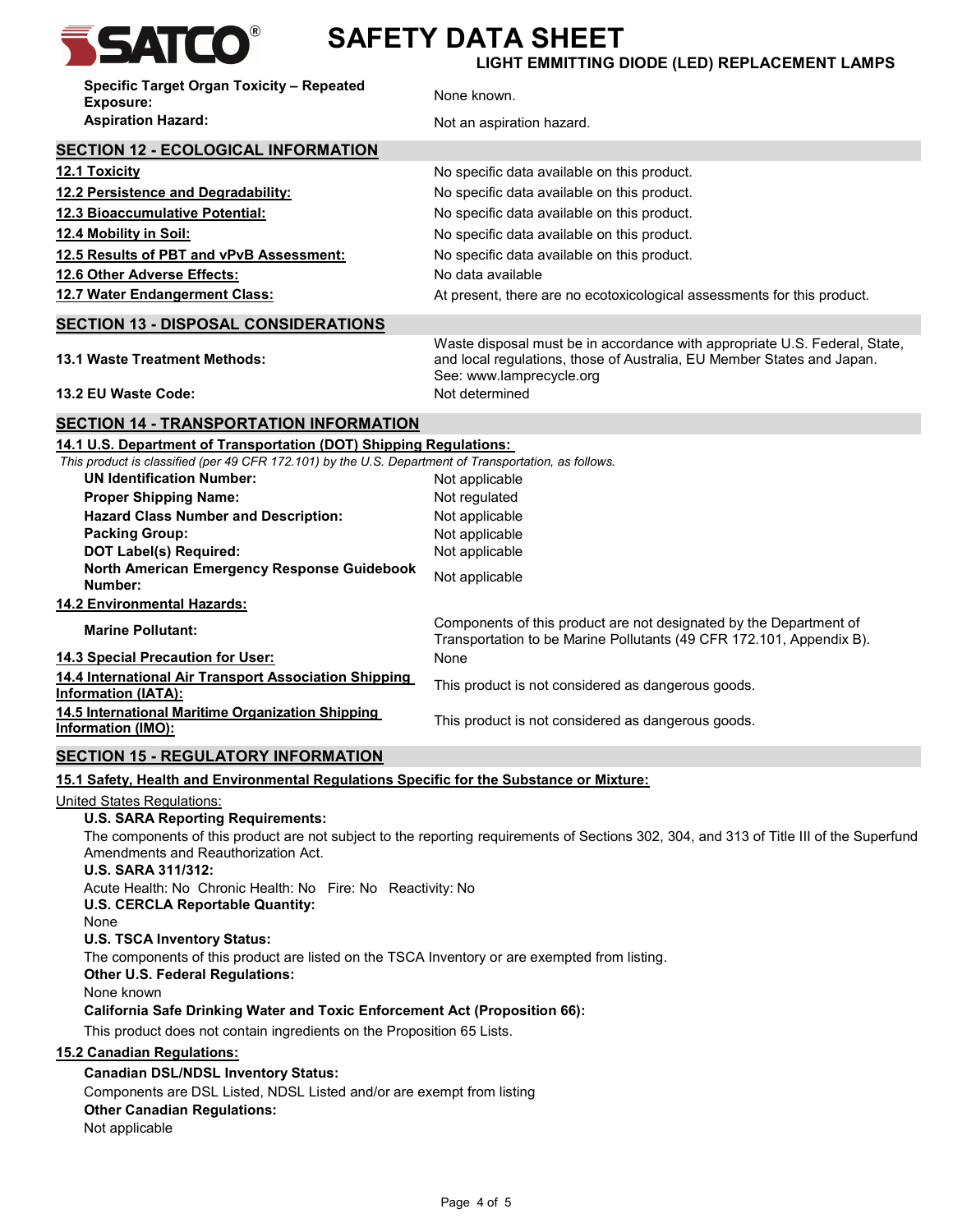| | |
|---|---|
| **Specific Target Organ Toxicity – Repeated Exposure:** | None known. |
| **Aspiration Hazard:** | Not an aspiration hazard. |

## SECTION 12 - ECOLOGICAL INFORMATION

| | |
|---|---|
| **12.1 Toxicity** | No specific data available on this product. |
| **12.2 Persistence and Degradability:** | No specific data available on this product. |
| **12.3 Bioaccumulative Potential:** | No specific data available on this product. |
| **12.4 Mobility in Soil:** | No specific data available on this product. |
| **12.5 Results of PBT and vPvB Assessment:** | No specific data available on this product. |
| **12.6 Other Adverse Effects:** | No data available |
| **12.7 Water Endangerment Class:** | At present, there are no ecotoxicological assessments for this product. |

## SECTION 13 - DISPOSAL CONSIDERATIONS

| | |
|---|---|
| **13.1 Waste Treatment Methods:** | Waste disposal must be in accordance with appropriate U.S. Federal, State, and local regulations, those of Australia, EU Member States and Japan. See: www.lamprecycle.org |
| **13.2 EU Waste Code:** | Not determined |

## SECTION 14 - TRANSPORTATION INFORMATION

### 14.1 U.S. Department of Transportation (DOT) Shipping Regulations:

*This product is classified (per 49 CFR 172.101) by the U.S. Department of Transportation, as follows.*

| | |
|---|---|
| **UN Identification Number:** | Not applicable |
| **Proper Shipping Name:** | Not regulated |
| **Hazard Class Number and Description:** | Not applicable |
| **Packing Group:** | Not applicable |
| **DOT Label(s) Required:** | Not applicable |
| **North American Emergency Response Guidebook Number:** | Not applicable |

### 14.2 Environmental Hazards:

| | |
|---|---|
| **Marine Pollutant:** | Components of this product are not designated by the Department of Transportation to be Marine Pollutants (49 CFR 172.101, Appendix B). |
| **14.3 Special Precaution for User:** | None |
| **14.4 International Air Transport Association Shipping Information (IATA):** | This product is not considered as dangerous goods. |
| **14.5 International Maritime Organization Shipping Information (IMO):** | This product is not considered as dangerous goods. |

## SECTION 15 - REGULATORY INFORMATION

### 15.1 Safety, Health and Environmental Regulations Specific for the Substance or Mixture:

United States Regulations:

**U.S. SARA Reporting Requirements:**

The components of this product are not subject to the reporting requirements of Sections 302, 304, and 313 of Title III of the Superfund Amendments and Reauthorization Act.

**U.S. SARA 311/312:**

Acute Health: No Chronic Health: No Fire: No Reactivity: No

**U.S. CERCLA Reportable Quantity:**

None

**U.S. TSCA Inventory Status:**

The components of this product are listed on the TSCA Inventory or are exempted from listing.

**Other U.S. Federal Regulations:**

None known

**California Safe Drinking Water and Toxic Enforcement Act (Proposition 66):**

This product does not contain ingredients on the Proposition 65 Lists.

### 15.2 Canadian Regulations:

**Canadian DSL/NDSL Inventory Status:**

Components are DSL Listed, NDSL Listed and/or are exempt from listing

**Other Canadian Regulations:**

Not applicable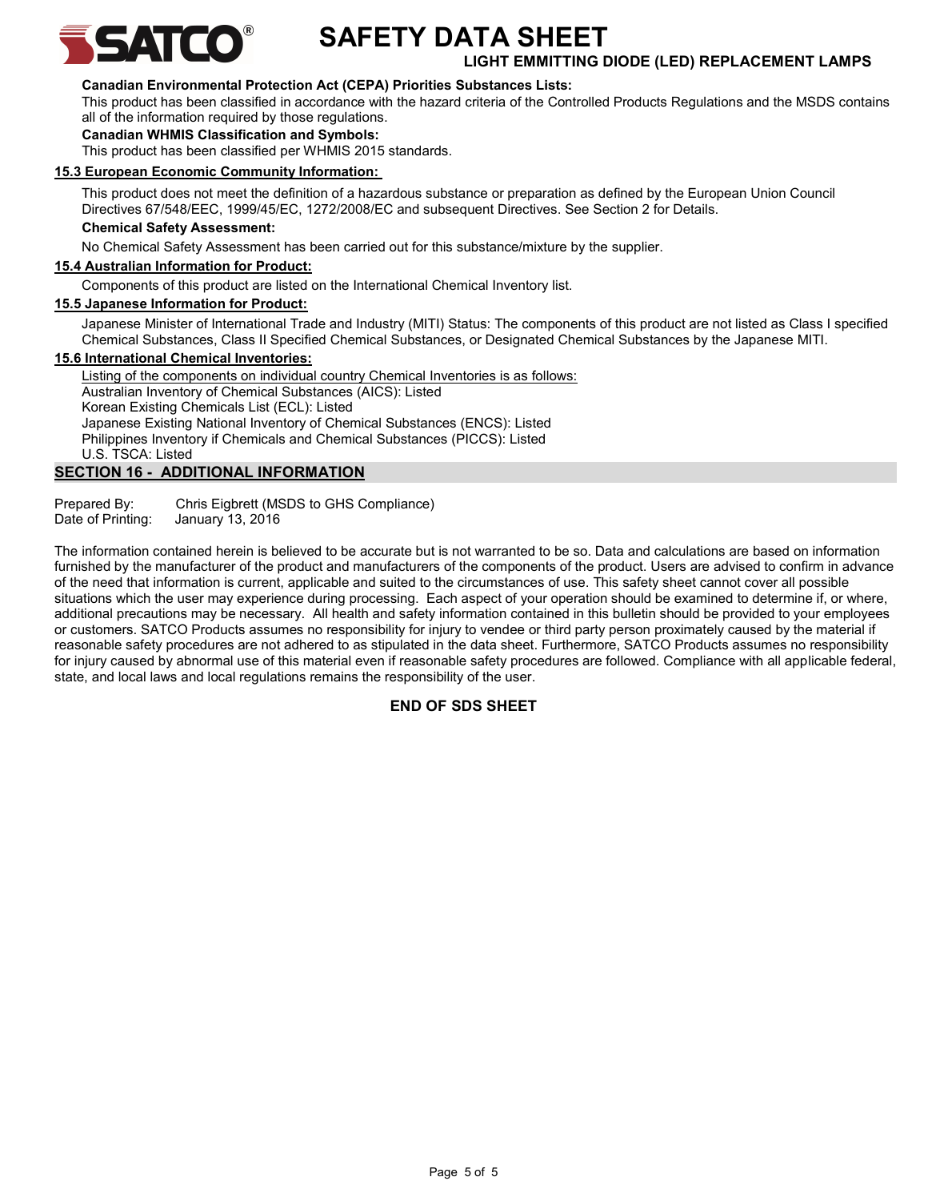**Canadian Environmental Protection Act (CEPA) Priorities Substances Lists:**

This product has been classified in accordance with the hazard criteria of the Controlled Products Regulations and the MSDS contains all of the information required by those regulations.

**Canadian WHMIS Classification and Symbols:**

This product has been classified per WHMIS 2015 standards.

### 15.3 European Economic Community Information:

This product does not meet the definition of a hazardous substance or preparation as defined by the European Union Council Directives 67/548/EEC, 1999/45/EC, 1272/2008/EC and subsequent Directives. See Section 2 for Details.

**Chemical Safety Assessment:**

No Chemical Safety Assessment has been carried out for this substance/mixture by the supplier.

### 15.4 Australian Information for Product:

Components of this product are listed on the International Chemical Inventory list.

### 15.5 Japanese Information for Product:

Japanese Minister of International Trade and Industry (MITI) Status: The components of this product are not listed as Class I specified Chemical Substances, Class II Specified Chemical Substances, or Designated Chemical Substances by the Japanese MITI.

### 15.6 International Chemical Inventories:

Listing of the components on individual country Chemical Inventories is as follows:

Australian Inventory of Chemical Substances (AICS): Listed
Korean Existing Chemicals List (ECL): Listed
Japanese Existing National Inventory of Chemical Substances (ENCS): Listed
Philippines Inventory if Chemicals and Chemical Substances (PICCS): Listed
U.S. TSCA: Listed

## SECTION 16 - ADDITIONAL INFORMATION

Prepared By: Chris Eigbrett (MSDS to GHS Compliance)
Date of Printing: January 13, 2016

The information contained herein is believed to be accurate but is not warranted to be so. Data and calculations are based on information furnished by the manufacturer of the product and manufacturers of the components of the product. Users are advised to confirm in advance of the need that information is current, applicable and suited to the circumstances of use. This safety sheet cannot cover all possible situations which the user may experience during processing. Each aspect of your operation should be examined to determine if, or where, additional precautions may be necessary. All health and safety information contained in this bulletin should be provided to your employees or customers. SATCO Products assumes no responsibility for injury to vendee or third party person proximately caused by the material if reasonable safety procedures are not adhered to as stipulated in the data sheet. Furthermore, SATCO Products assumes no responsibility for injury caused by abnormal use of this material even if reasonable safety procedures are followed. Compliance with all applicable federal, state, and local laws and local regulations remains the responsibility of the user.

**END OF SDS SHEET**